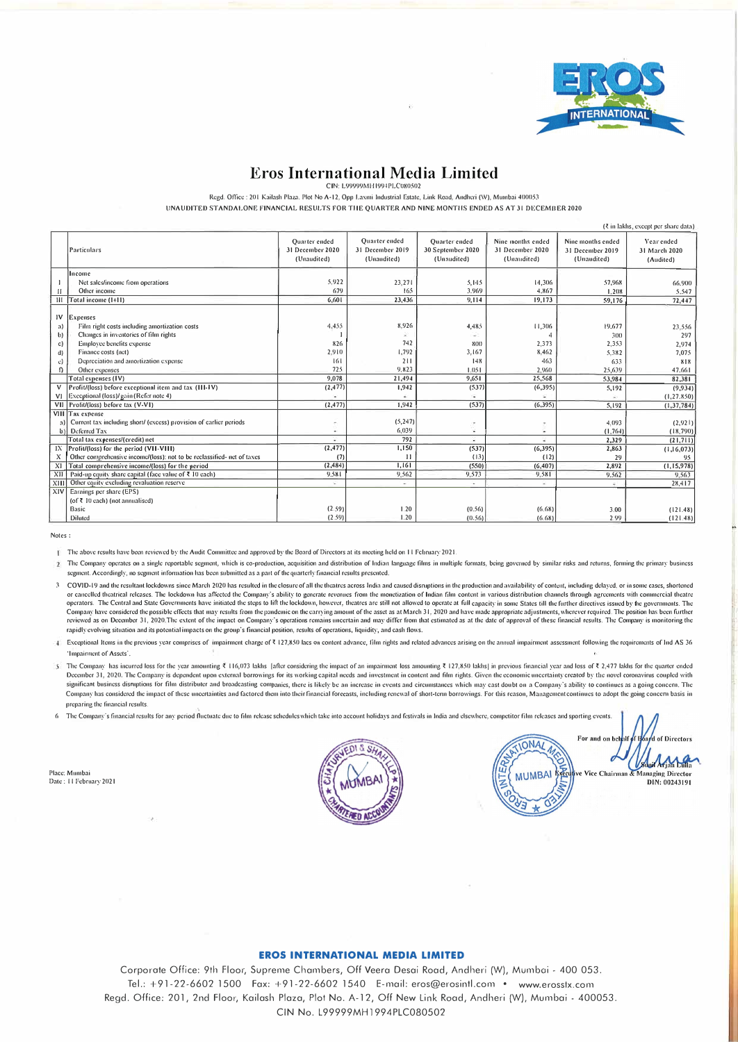# Eros International Media Limited

CIN: L99999MH1994PLC080502

Regd. Office : 201 Kailash Plaza, Plot No A-12, Opp Laxmi Industrial Estate, Link Road, Andheri (W), Mumbai 400053

UNAUDITED STANDALONE FINANCIAL RESULTS FOR THE QUARTER AND NINE MONTHS ENDED AS AT 31 DECEMBER 2020

(₹ in lakhs, except per share data)

| | Particulars | Quarter ended 31 December 2020 (Unaudited) | Quarter ended 31 December 2019 (Unaudited) | Quarter ended 30 September 2020 (Unaudited) | Nine months ended 31 December 2020 (Unaudited) | Nine months ended 31 December 2019 (Unaudited) | Year ended 31 March 2020 (Audited) |
|---|---|---|---|---|---|---|---|
| | Income | | | | | | |
| I | Net sales/income from operations | 5,922 | 23,271 | 5,145 | 14,306 | 57,968 | 66,900 |
| II | Other income | 679 | 165 | 3,969 | 4,867 | 1,208 | 5,547 |
| III | Total income (I+II) | 6,601 | 23,436 | 9,114 | 19,173 | 59,176 | 72,447 |
| IV | Expenses | | | | | | |
| a) | Film right costs including amortization costs | 4,455 | 8,926 | 4,485 | 11,306 | 19,677 | 23,556 |
| b) | Changes in inventories of film rights | 1 | - | - | 4 | 300 | 297 |
| c) | Employee benefits expense | 826 | 742 | 800 | 2,373 | 2,353 | 2,974 |
| d) | Finance costs (net) | 2,910 | 1,792 | 3,167 | 8,462 | 5,382 | 7,075 |
| e) | Depreciation and amortization expense | 161 | 211 | 148 | 463 | 633 | 818 |
| f) | Other expenses | 725 | 9,823 | 1,051 | 2,960 | 25,639 | 47,661 |
| | Total expenses (IV) | 9,078 | 21,494 | 9,651 | 25,568 | 53,984 | 82,381 |
| V | Profit/(loss) before exceptional item and tax (III-IV) | (2,477) | 1,942 | (537) | (6,395) | 5,192 | (9,934) |
| VI | Exceptional (loss)/gain (Refer note 4) | - | - | - | - | - | (1,27,850) |
| VII | Profit/(loss) before tax (V-VI) | (2,477) | 1,942 | (537) | (6,395) | 5,192 | (1,37,784) |
| VIII | Tax expense | | | | | | |
| a) | Current tax including short/ (excess) provision of earlier periods | - | (5,247) | - | - | 4,093 | (2,921) |
| b) | Deferred Tax | - | 6,039 | - | - | (1,764) | (18,790) |
| | Total tax expenses/(credit) net | - | 792 | - | - | 2,329 | (21,711) |
| IX | Profit/(loss) for the period (VII-VIII) | (2,477) | 1,150 | (537) | (6,395) | 2,863 | (1,16,073) |
| X | Other comprehensive income/(loss): not to be reclassified- net of taxes | (7) | 11 | (13) | (12) | 29 | 95 |
| XI | Total comprehensive income/(loss) for the period | (2,484) | 1,161 | (550) | (6,407) | 2,892 | (1,15,978) |
| XII | Paid-up equity share capital (face value of ₹ 10 each) | 9,581 | 9,562 | 9,573 | 9,581 | 9,562 | 9,563 |
| XIII | Other equity excluding revaluation reserve | - | - | - | - | - | 28,417 |
| XIV | Earnings per share (EPS) (of ₹ 10 each) (not annualised) | | | | | | |
| | Basic | (2.59) | 1.20 | (0.56) | (6.68) | 3.00 | (121.48) |
| | Diluted | (2.59) | 1.20 | (0.56) | (6.68) | 2.99 | (121.48) |

Notes :

1. The above results have been reviewed by the Audit Committee and approved by the Board of Directors at its meeting held on 11 February 2021.
2. The Company operates on a single reportable segment, which is co-production, acquisition and distribution of Indian language films in multiple formats, being governed by similar risks and returns, forming the primary business segment. Accordingly, no segment information has been submitted as a part of the quarterly financial results presented.
3. COVID-19 and the resultant lockdowns since March 2020 has resulted in the closure of all the theatres across India and caused disruptions in the production and availability of content, including delayed, or in some cases, shortened or cancelled theatrical releases. The lockdown has affected the Company's ability to generate revenues from the monetization of Indian film content in various distribution channels through agreements with commercial theatre operators. The Central and State Governments have initiated the steps to lift the lockdown, however, theatres are still not allowed to operate at full capacity in some States till the further directives issued by the governments. The Company have considered the possible effects that may results from the pandemic on the carrying amount of the asset as at March 31, 2020 and have made appropriate adjustments, wherever required. The position has been further reviewed as on December 31, 2020.The extent of the impact on Company's operations remains uncertain and may differ from that estimated as at the date of approval of these financial results. The Company is monitoring the rapidly evolving situation and its potential impacts on the group's financial position, results of operations, liquidity, and cash flows.
4. Exceptional Items in the previous year comprises of impairment charge of ₹ 127,850 lacs on content advance, film rights and related advances arising on the annual impairment assessment following the requirements of Ind AS 36 'Impairment of Assets'.
5. The Company has incurred loss for the year amounting ₹ 116,073 lakhs [after considering the impact of an impairment loss amounting ₹ 127,850 lakhs] in previous financial year and loss of ₹ 2,477 lakhs for the quarter ended December 31, 2020. The Company is dependent upon external borrowings for its working capital needs and investment in content and film rights. Given the economic uncertainty created by the novel coronavirus coupled with significant business disruptions for film distributor and broadcasting companies, there is likely be an increase in events and circumstances which may cast doubt on a Company's ability to continues as a going concern. The Company has considered the impact of these uncertainties and factored them into their financial forecasts, including renewal of short-term borrowings. For this reason, Management continues to adopt the going concern basis in preparing the financial results.
6. The Company's financial results for any period fluctuate due to film release schedules which take into account holidays and festivals in India and elsewhere, competitor film releases and sporting events.

For and on behalf of Board of Directors

Sunil Arjan Lulla
Executive Vice Chairman & Managing Director
DIN: 00243191

Place: Mumbai
Date : 11 February 2021

**EROS INTERNATIONAL MEDIA LIMITED**

Corporate Office: 9th Floor, Supreme Chambers, Off Veera Desai Road, Andheri (W), Mumbai - 400 053.
Tel.: +91-22-6602 1500 Fax: +91-22-6602 1540 E-mail: eros@erosintl.com • www.erosstx.com
Regd. Office: 201, 2nd Floor, Kailash Plaza, Plot No. A-12, Off New Link Road, Andheri (W), Mumbai - 400053.
CIN No. L99999MH1994PLC080502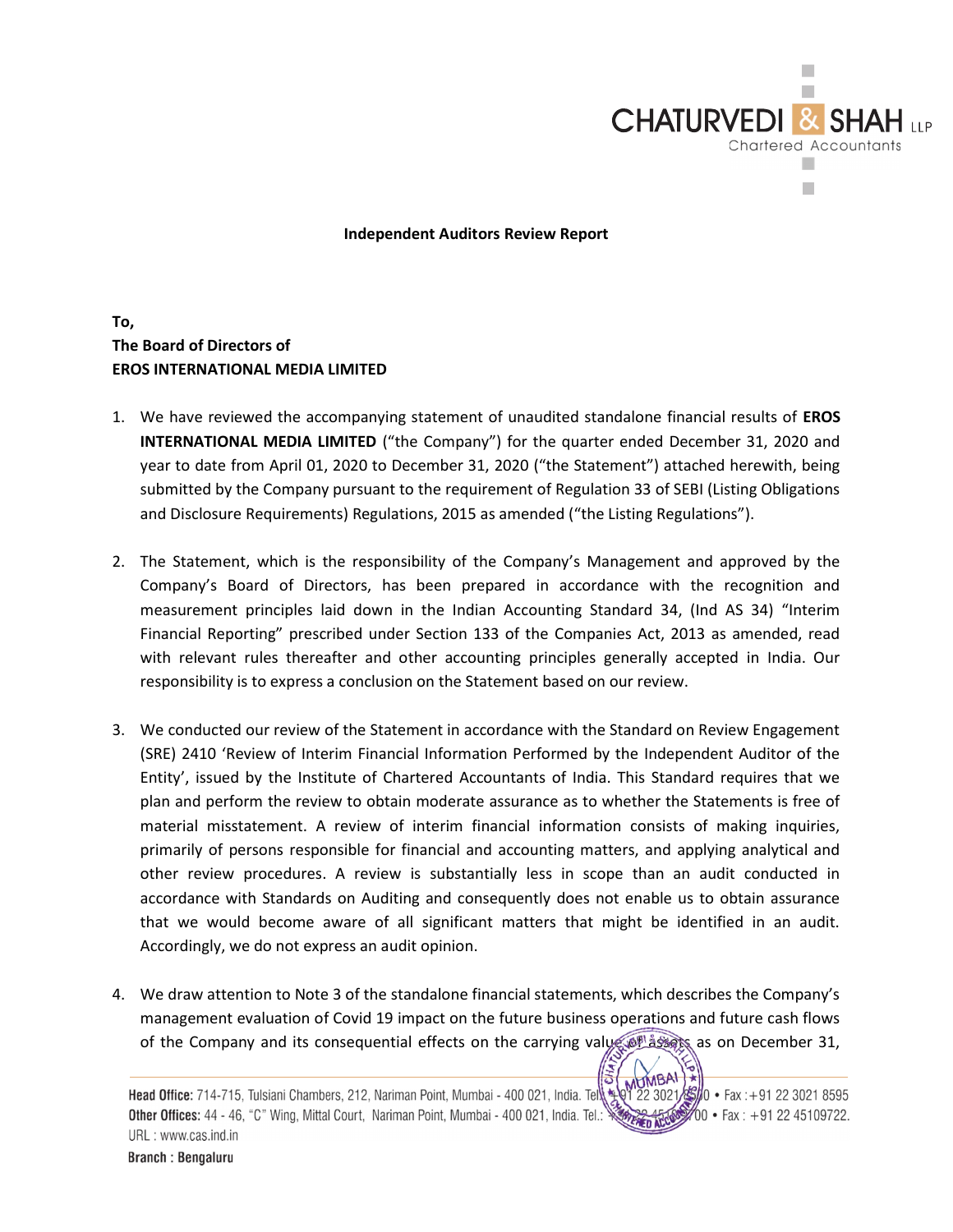**Independent Auditors Review Report**

**To,**
**The Board of Directors of**
**EROS INTERNATIONAL MEDIA LIMITED**

1. We have reviewed the accompanying statement of unaudited standalone financial results of **EROS INTERNATIONAL MEDIA LIMITED** ("the Company") for the quarter ended December 31, 2020 and year to date from April 01, 2020 to December 31, 2020 ("the Statement") attached herewith, being submitted by the Company pursuant to the requirement of Regulation 33 of SEBI (Listing Obligations and Disclosure Requirements) Regulations, 2015 as amended ("the Listing Regulations").

2. The Statement, which is the responsibility of the Company's Management and approved by the Company's Board of Directors, has been prepared in accordance with the recognition and measurement principles laid down in the Indian Accounting Standard 34, (Ind AS 34) "Interim Financial Reporting" prescribed under Section 133 of the Companies Act, 2013 as amended, read with relevant rules thereafter and other accounting principles generally accepted in India. Our responsibility is to express a conclusion on the Statement based on our review.

3. We conducted our review of the Statement in accordance with the Standard on Review Engagement (SRE) 2410 'Review of Interim Financial Information Performed by the Independent Auditor of the Entity', issued by the Institute of Chartered Accountants of India. This Standard requires that we plan and perform the review to obtain moderate assurance as to whether the Statements is free of material misstatement. A review of interim financial information consists of making inquiries, primarily of persons responsible for financial and accounting matters, and applying analytical and other review procedures. A review is substantially less in scope than an audit conducted in accordance with Standards on Auditing and consequently does not enable us to obtain assurance that we would become aware of all significant matters that might be identified in an audit. Accordingly, we do not express an audit opinion.

4. We draw attention to Note 3 of the standalone financial statements, which describes the Company's management evaluation of Covid 19 impact on the future business operations and future cash flows of the Company and its consequential effects on the carrying value of assets as on December 31,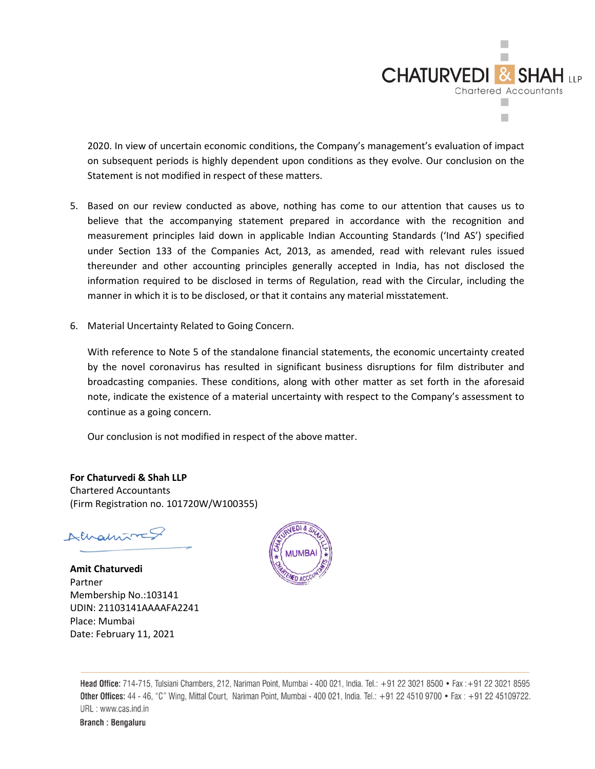2020. In view of uncertain economic conditions, the Company's management's evaluation of impact on subsequent periods is highly dependent upon conditions as they evolve. Our conclusion on the Statement is not modified in respect of these matters.

5. Based on our review conducted as above, nothing has come to our attention that causes us to believe that the accompanying statement prepared in accordance with the recognition and measurement principles laid down in applicable Indian Accounting Standards ('Ind AS') specified under Section 133 of the Companies Act, 2013, as amended, read with relevant rules issued thereunder and other accounting principles generally accepted in India, has not disclosed the information required to be disclosed in terms of Regulation, read with the Circular, including the manner in which it is to be disclosed, or that it contains any material misstatement.

6. Material Uncertainty Related to Going Concern.

   With reference to Note 5 of the standalone financial statements, the economic uncertainty created by the novel coronavirus has resulted in significant business disruptions for film distributer and broadcasting companies. These conditions, along with other matter as set forth in the aforesaid note, indicate the existence of a material uncertainty with respect to the Company's assessment to continue as a going concern.

   Our conclusion is not modified in respect of the above matter.

**For Chaturvedi & Shah LLP**
Chartered Accountants
(Firm Registration no. 101720W/W100355)

**Amit Chaturvedi**
Partner
Membership No.:103141
UDIN: 21103141AAAAFA2241
Place: Mumbai
Date: February 11, 2021